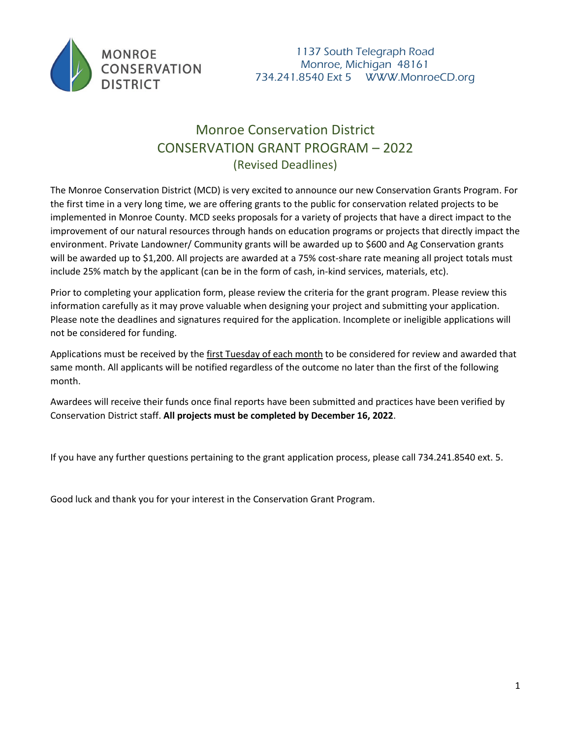MONROE CONSERVATION DISTRICT

1137 South Telegraph Road
Monroe, Michigan 48161
734.241.8540 Ext 5 WWW.MonroeCD.org

# Monroe Conservation District
# CONSERVATION GRANT PROGRAM – 2022
## (Revised Deadlines)

The Monroe Conservation District (MCD) is very excited to announce our new Conservation Grants Program. For the first time in a very long time, we are offering grants to the public for conservation related projects to be implemented in Monroe County. MCD seeks proposals for a variety of projects that have a direct impact to the improvement of our natural resources through hands on education programs or projects that directly impact the environment. Private Landowner/ Community grants will be awarded up to $600 and Ag Conservation grants will be awarded up to $1,200. All projects are awarded at a 75% cost-share rate meaning all project totals must include 25% match by the applicant (can be in the form of cash, in-kind services, materials, etc).

Prior to completing your application form, please review the criteria for the grant program. Please review this information carefully as it may prove valuable when designing your project and submitting your application. Please note the deadlines and signatures required for the application. Incomplete or ineligible applications will not be considered for funding.

Applications must be received by the first Tuesday of each month to be considered for review and awarded that same month. All applicants will be notified regardless of the outcome no later than the first of the following month.

Awardees will receive their funds once final reports have been submitted and practices have been verified by Conservation District staff. **All projects must be completed by December 16, 2022**.

If you have any further questions pertaining to the grant application process, please call 734.241.8540 ext. 5.

Good luck and thank you for your interest in the Conservation Grant Program.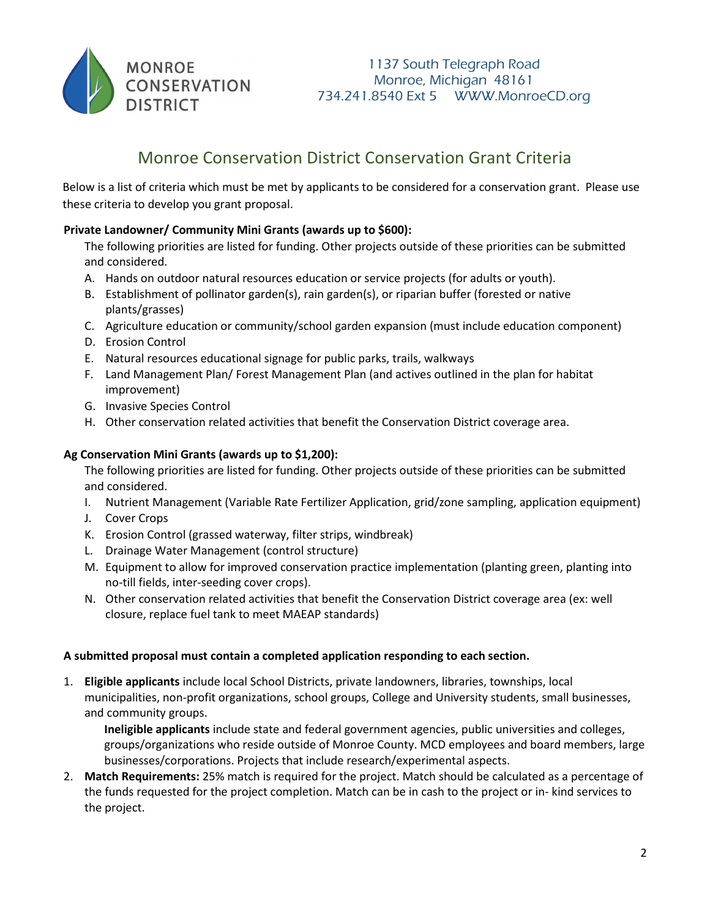MONROE CONSERVATION DISTRICT

1137 South Telegraph Road
Monroe, Michigan 48161
734.241.8540 Ext 5 WWW.MonroeCD.org

## Monroe Conservation District Conservation Grant Criteria

Below is a list of criteria which must be met by applicants to be considered for a conservation grant. Please use these criteria to develop you grant proposal.

**Private Landowner/ Community Mini Grants (awards up to $600):**

The following priorities are listed for funding. Other projects outside of these priorities can be submitted and considered.

A. Hands on outdoor natural resources education or service projects (for adults or youth).
B. Establishment of pollinator garden(s), rain garden(s), or riparian buffer (forested or native plants/grasses)
C. Agriculture education or community/school garden expansion (must include education component)
D. Erosion Control
E. Natural resources educational signage for public parks, trails, walkways
F. Land Management Plan/ Forest Management Plan (and actives outlined in the plan for habitat improvement)
G. Invasive Species Control
H. Other conservation related activities that benefit the Conservation District coverage area.

**Ag Conservation Mini Grants (awards up to $1,200):**

The following priorities are listed for funding. Other projects outside of these priorities can be submitted and considered.

I. Nutrient Management (Variable Rate Fertilizer Application, grid/zone sampling, application equipment)
J. Cover Crops
K. Erosion Control (grassed waterway, filter strips, windbreak)
L. Drainage Water Management (control structure)
M. Equipment to allow for improved conservation practice implementation (planting green, planting into no-till fields, inter-seeding cover crops).
N. Other conservation related activities that benefit the Conservation District coverage area (ex: well closure, replace fuel tank to meet MAEAP standards)

**A submitted proposal must contain a completed application responding to each section.**

1. **Eligible applicants** include local School Districts, private landowners, libraries, townships, local municipalities, non-profit organizations, school groups, College and University students, small businesses, and community groups.

   **Ineligible applicants** include state and federal government agencies, public universities and colleges, groups/organizations who reside outside of Monroe County. MCD employees and board members, large businesses/corporations. Projects that include research/experimental aspects.

2. **Match Requirements:** 25% match is required for the project. Match should be calculated as a percentage of the funds requested for the project completion. Match can be in cash to the project or in- kind services to the project.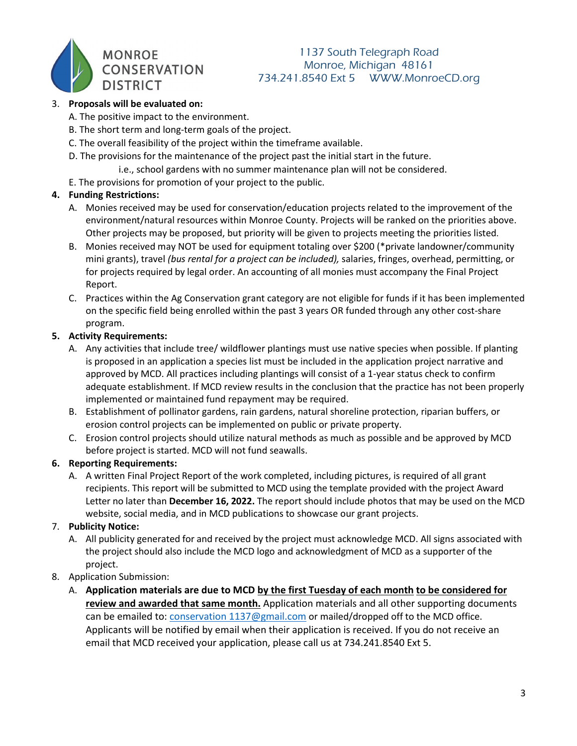3. **Proposals will be evaluated on:**
   A. The positive impact to the environment.
   B. The short term and long-term goals of the project.
   C. The overall feasibility of the project within the timeframe available.
   D. The provisions for the maintenance of the project past the initial start in the future.
      i.e., school gardens with no summer maintenance plan will not be considered.
   E. The provisions for promotion of your project to the public.

4. **Funding Restrictions:**
   A. Monies received may be used for conservation/education projects related to the improvement of the environment/natural resources within Monroe County. Projects will be ranked on the priorities above. Other projects may be proposed, but priority will be given to projects meeting the priorities listed.
   B. Monies received may NOT be used for equipment totaling over $200 (*private landowner/community mini grants), travel *(bus rental for a project can be included),* salaries, fringes, overhead, permitting, or for projects required by legal order. An accounting of all monies must accompany the Final Project Report.
   C. Practices within the Ag Conservation grant category are not eligible for funds if it has been implemented on the specific field being enrolled within the past 3 years OR funded through any other cost-share program.

5. **Activity Requirements:**
   A. Any activities that include tree/ wildflower plantings must use native species when possible. If planting is proposed in an application a species list must be included in the application project narrative and approved by MCD. All practices including plantings will consist of a 1-year status check to confirm adequate establishment. If MCD review results in the conclusion that the practice has not been properly implemented or maintained fund repayment may be required.
   B. Establishment of pollinator gardens, rain gardens, natural shoreline protection, riparian buffers, or erosion control projects can be implemented on public or private property.
   C. Erosion control projects should utilize natural methods as much as possible and be approved by MCD before project is started. MCD will not fund seawalls.

6. **Reporting Requirements:**
   A. A written Final Project Report of the work completed, including pictures, is required of all grant recipients. This report will be submitted to MCD using the template provided with the project Award Letter no later than **December 16, 2022.** The report should include photos that may be used on the MCD website, social media, and in MCD publications to showcase our grant projects.

7. **Publicity Notice:**
   A. All publicity generated for and received by the project must acknowledge MCD. All signs associated with the project should also include the MCD logo and acknowledgment of MCD as a supporter of the project.

8. Application Submission:
   A. **Application materials are due to MCD <u>by the first Tuesday of each month</u> <u>to be considered for review and awarded that same month.</u>** Application materials and all other supporting documents can be emailed to: conservation 1137@gmail.com or mailed/dropped off to the MCD office. Applicants will be notified by email when their application is received. If you do not receive an email that MCD received your application, please call us at 734.241.8540 Ext 5.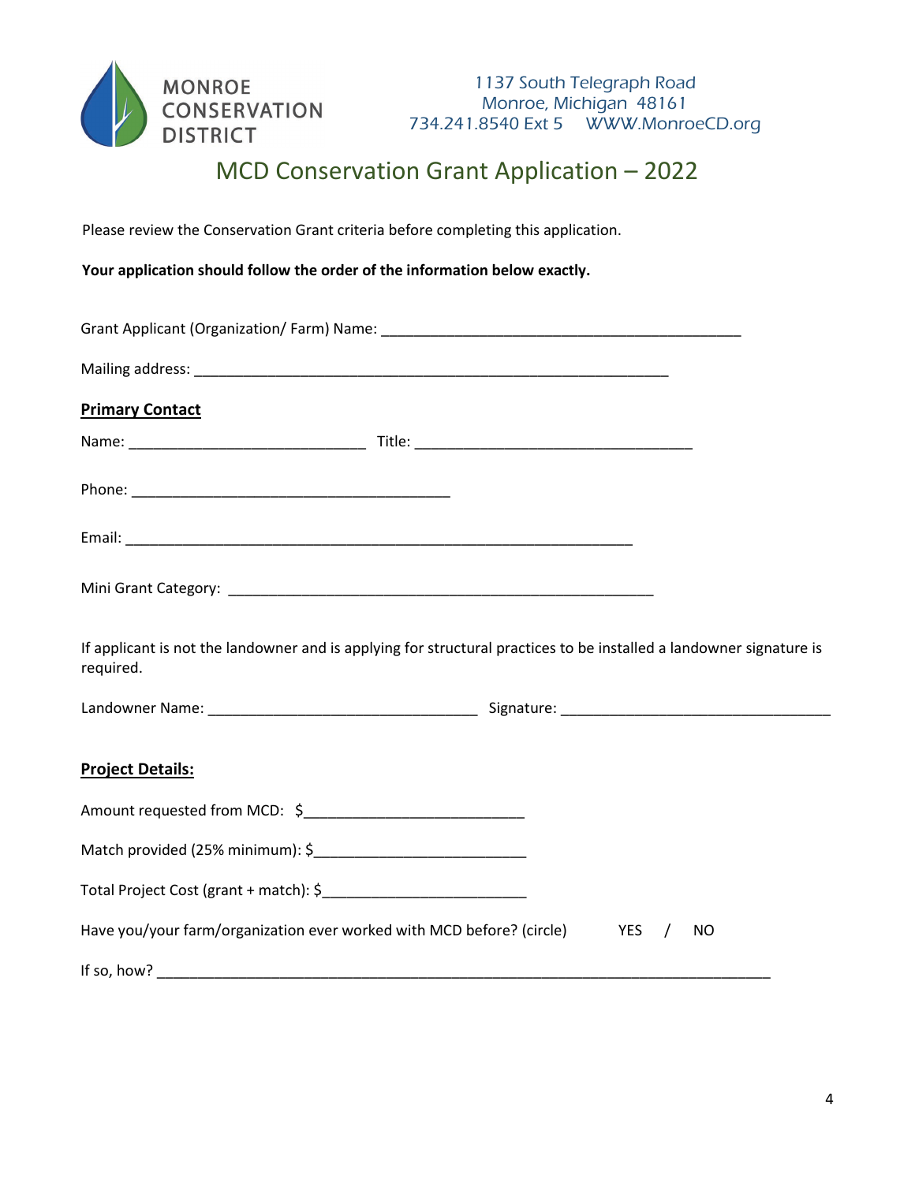MONROE CONSERVATION DISTRICT

1137 South Telegraph Road
Monroe, Michigan 48161
734.241.8540 Ext 5 WWW.MonroeCD.org

# MCD Conservation Grant Application – 2022

Please review the Conservation Grant criteria before completing this application.

**Your application should follow the order of the information below exactly.**

Grant Applicant (Organization/ Farm) Name: ____________________________________________

Mailing address: ____________________________________________________________

**Primary Contact**

Name: ______________________________ Title: __________________________________

Phone: ________________________________________

Email: ________________________________________________________________

Mini Grant Category: ______________________________________________________

If applicant is not the landowner and is applying for structural practices to be installed a landowner signature is required.

Landowner Name: _________________________________ Signature: _________________________________

**Project Details:**

Amount requested from MCD: $___________________________

Match provided (25% minimum): $__________________________

Total Project Cost (grant + match): $________________________

Have you/your farm/organization ever worked with MCD before? (circle) YES / NO

If so, how? ____________________________________________________________________________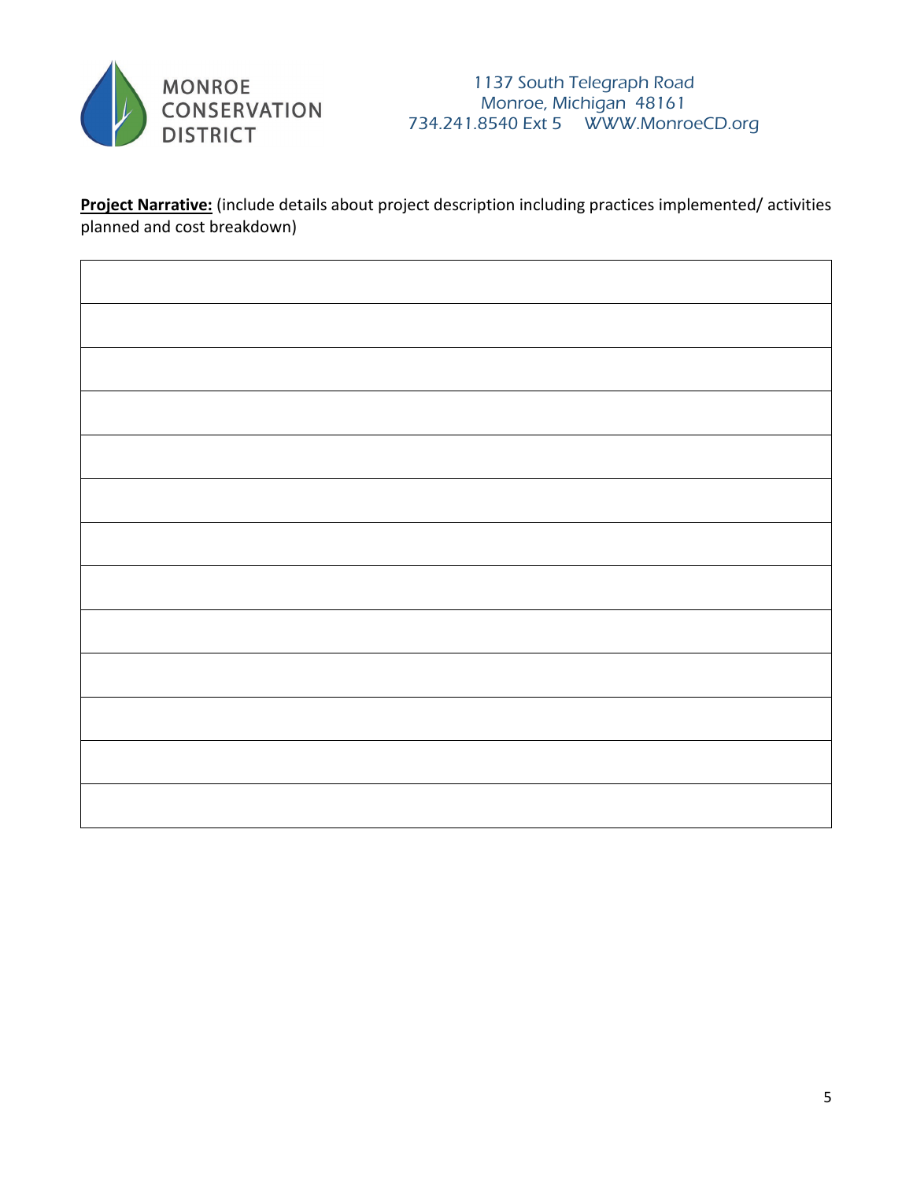MONROE CONSERVATION DISTRICT

1137 South Telegraph Road
Monroe, Michigan 48161
734.241.8540 Ext 5 WWW.MonroeCD.org

**Project Narrative:** (include details about project description including practices implemented/ activities planned and cost breakdown)

| |
|---|
| |
| |
| |
| |
| |
| |
| |
| |
| |
| |
| |
| |